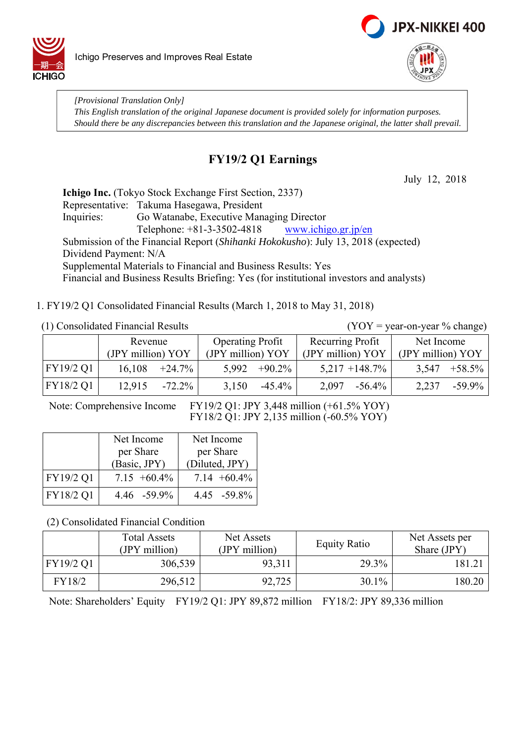Ichigo Preserves and Improves Real Estate

> *[Provisional Translation Only]*
> *This English translation of the original Japanese document is provided solely for information purposes.*
> *Should there be any discrepancies between this translation and the Japanese original, the latter shall prevail.*

# FY19/2 Q1 Earnings

July 12, 2018

**Ichigo Inc.** (Tokyo Stock Exchange First Section, 2337)
Representative: Takuma Hasegawa, President
Inquiries: Go Watanabe, Executive Managing Director
Telephone: +81-3-3502-4818 www.ichigo.gr.jp/en
Submission of the Financial Report (*Shihanki Hokokusho*): July 13, 2018 (expected)
Dividend Payment: N/A
Supplemental Materials to Financial and Business Results: Yes
Financial and Business Results Briefing: Yes (for institutional investors and analysts)

1. FY19/2 Q1 Consolidated Financial Results (March 1, 2018 to May 31, 2018)

(1) Consolidated Financial Results (YOY = year-on-year % change)

| | Revenue (JPY million) | YOY | Operating Profit (JPY million) | YOY | Recurring Profit (JPY million) | YOY | Net Income (JPY million) | YOY |
|---|---|---|---|---|---|---|---|---|
| FY19/2 Q1 | 16,108 | +24.7% | 5,992 | +90.2% | 5,217 | +148.7% | 3,547 | +58.5% |
| FY18/2 Q1 | 12,915 | -72.2% | 3,150 | -45.4% | 2,097 | -56.4% | 2,237 | -59.9% |

Note: Comprehensive Income FY19/2 Q1: JPY 3,448 million (+61.5% YOY)
FY18/2 Q1: JPY 2,135 million (-60.5% YOY)

| | Net Income per Share (Basic, JPY) | YOY | Net Income per Share (Diluted, JPY) | YOY |
|---|---|---|---|---|
| FY19/2 Q1 | 7.15 | +60.4% | 7.14 | +60.4% |
| FY18/2 Q1 | 4.46 | -59.9% | 4.45 | -59.8% |

(2) Consolidated Financial Condition

| | Total Assets (JPY million) | Net Assets (JPY million) | Equity Ratio | Net Assets per Share (JPY) |
|---|---|---|---|---|
| FY19/2 Q1 | 306,539 | 93,311 | 29.3% | 181.21 |
| FY18/2 | 296,512 | 92,725 | 30.1% | 180.20 |

Note: Shareholders' Equity FY19/2 Q1: JPY 89,872 million FY18/2: JPY 89,336 million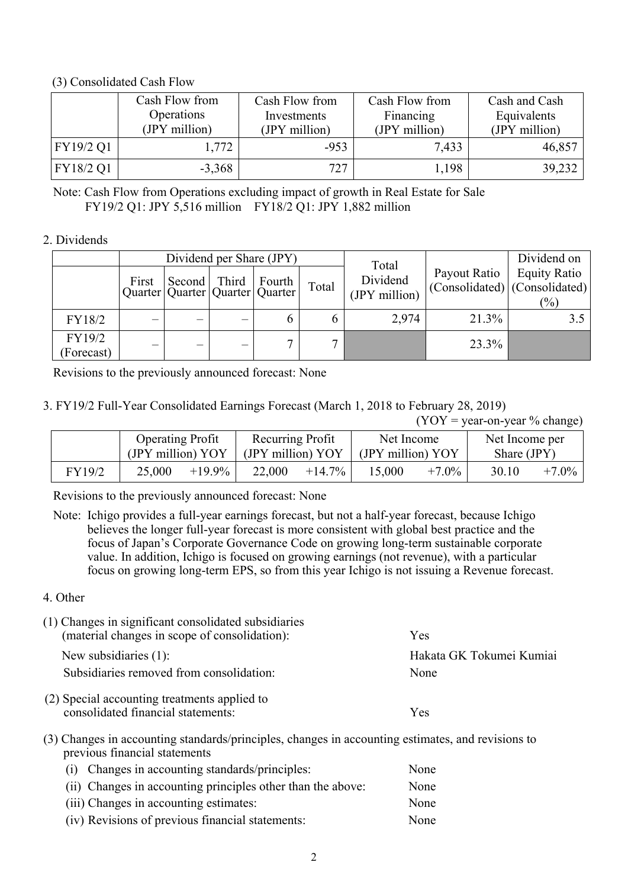(3) Consolidated Cash Flow

| | Cash Flow from Operations (JPY million) | Cash Flow from Investments (JPY million) | Cash Flow from Financing (JPY million) | Cash and Cash Equivalents (JPY million) |
|---|---|---|---|---|
| FY19/2 Q1 | 1,772 | -953 | 7,433 | 46,857 |
| FY18/2 Q1 | -3,368 | 727 | 1,198 | 39,232 |

Note: Cash Flow from Operations excluding impact of growth in Real Estate for Sale
FY19/2 Q1: JPY 5,516 million FY18/2 Q1: JPY 1,882 million

## 2. Dividends

| | Dividend per Share (JPY) | | | | | Total Dividend (JPY million) | Payout Ratio (Consolidated) | Dividend on Equity Ratio (Consolidated) (%) |
|---|---|---|---|---|---|---|---|---|
| | First Quarter | Second Quarter | Third Quarter | Fourth Quarter | Total | | | |
| FY18/2 | – | – | – | 6 | 6 | 2,974 | 21.3% | 3.5 |
| FY19/2 (Forecast) | – | – | – | 7 | 7 | | 23.3% | |

Revisions to the previously announced forecast: None

## 3. FY19/2 Full-Year Consolidated Earnings Forecast (March 1, 2018 to February 28, 2019)

(YOY = year-on-year % change)

| | Operating Profit (JPY million) | YOY | Recurring Profit (JPY million) | YOY | Net Income (JPY million) | YOY | Net Income per Share (JPY) | |
|---|---|---|---|---|---|---|---|---|
| FY19/2 | 25,000 | +19.9% | 22,000 | +14.7% | 15,000 | +7.0% | 30.10 | +7.0% |

Revisions to the previously announced forecast: None

Note: Ichigo provides a full-year earnings forecast, but not a half-year forecast, because Ichigo believes the longer full-year forecast is more consistent with global best practice and the focus of Japan's Corporate Governance Code on growing long-term sustainable corporate value. In addition, Ichigo is focused on growing earnings (not revenue), with a particular focus on growing long-term EPS, so from this year Ichigo is not issuing a Revenue forecast.

## 4. Other

(1) Changes in significant consolidated subsidiaries (material changes in scope of consolidation): Yes

- New subsidiaries (1): Hakata GK Tokumei Kumiai
- Subsidiaries removed from consolidation: None

(2) Special accounting treatments applied to consolidated financial statements: Yes

(3) Changes in accounting standards/principles, changes in accounting estimates, and revisions to previous financial statements

- (i) Changes in accounting standards/principles: None
- (ii) Changes in accounting principles other than the above: None
- (iii) Changes in accounting estimates: None
- (iv) Revisions of previous financial statements: None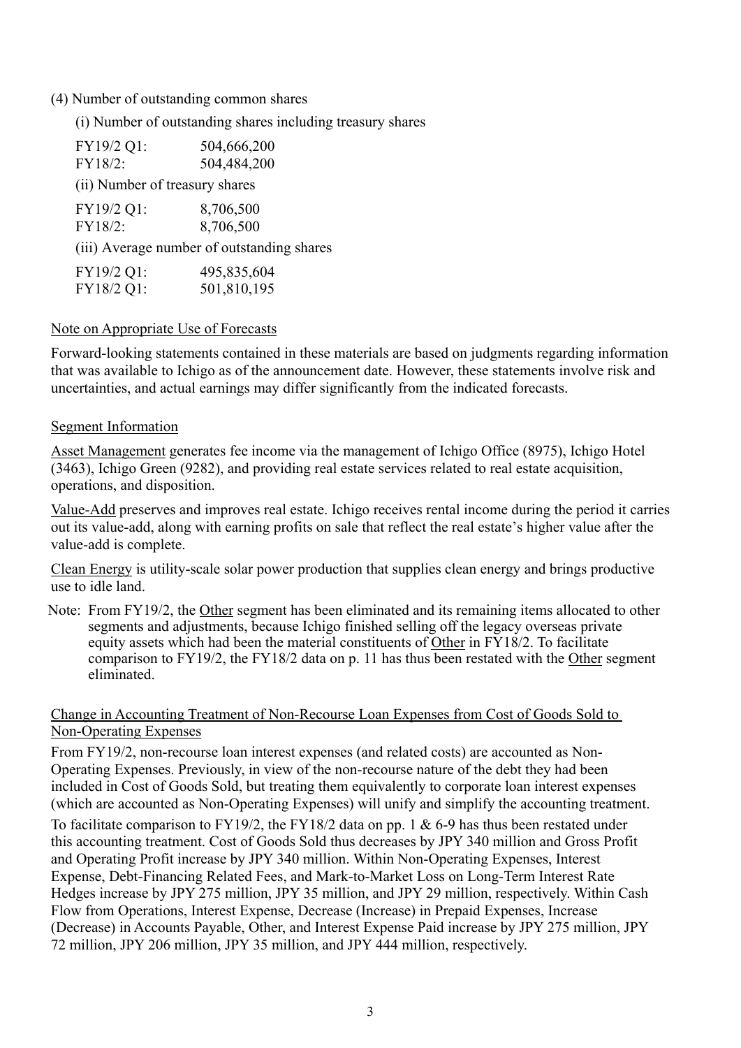(4) Number of outstanding common shares

(i) Number of outstanding shares including treasury shares

| | |
|---|---|
| FY19/2 Q1: | 504,666,200 |
| FY18/2: | 504,484,200 |

(ii) Number of treasury shares

| | |
|---|---|
| FY19/2 Q1: | 8,706,500 |
| FY18/2: | 8,706,500 |

(iii) Average number of outstanding shares

| | |
|---|---|
| FY19/2 Q1: | 495,835,604 |
| FY18/2 Q1: | 501,810,195 |

Note on Appropriate Use of Forecasts

Forward-looking statements contained in these materials are based on judgments regarding information that was available to Ichigo as of the announcement date. However, these statements involve risk and uncertainties, and actual earnings may differ significantly from the indicated forecasts.

Segment Information

Asset Management generates fee income via the management of Ichigo Office (8975), Ichigo Hotel (3463), Ichigo Green (9282), and providing real estate services related to real estate acquisition, operations, and disposition.

Value-Add preserves and improves real estate. Ichigo receives rental income during the period it carries out its value-add, along with earning profits on sale that reflect the real estate's higher value after the value-add is complete.

Clean Energy is utility-scale solar power production that supplies clean energy and brings productive use to idle land.

Note: From FY19/2, the Other segment has been eliminated and its remaining items allocated to other segments and adjustments, because Ichigo finished selling off the legacy overseas private equity assets which had been the material constituents of Other in FY18/2. To facilitate comparison to FY19/2, the FY18/2 data on p. 11 has thus been restated with the Other segment eliminated.

Change in Accounting Treatment of Non-Recourse Loan Expenses from Cost of Goods Sold to Non-Operating Expenses

From FY19/2, non-recourse loan interest expenses (and related costs) are accounted as Non-Operating Expenses. Previously, in view of the non-recourse nature of the debt they had been included in Cost of Goods Sold, but treating them equivalently to corporate loan interest expenses (which are accounted as Non-Operating Expenses) will unify and simplify the accounting treatment.

To facilitate comparison to FY19/2, the FY18/2 data on pp. 1 & 6-9 has thus been restated under this accounting treatment. Cost of Goods Sold thus decreases by JPY 340 million and Gross Profit and Operating Profit increase by JPY 340 million. Within Non-Operating Expenses, Interest Expense, Debt-Financing Related Fees, and Mark-to-Market Loss on Long-Term Interest Rate Hedges increase by JPY 275 million, JPY 35 million, and JPY 29 million, respectively. Within Cash Flow from Operations, Interest Expense, Decrease (Increase) in Prepaid Expenses, Increase (Decrease) in Accounts Payable, Other, and Interest Expense Paid increase by JPY 275 million, JPY 72 million, JPY 206 million, JPY 35 million, and JPY 444 million, respectively.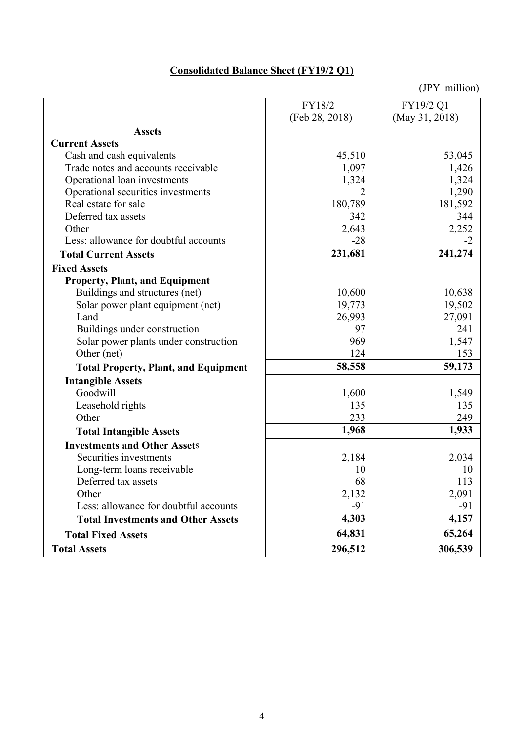## Consolidated Balance Sheet (FY19/2 Q1)

(JPY million)

| | FY18/2 (Feb 28, 2018) | FY19/2 Q1 (May 31, 2018) |
|---|---|---|
| **Assets** | | |
| **Current Assets** | | |
| Cash and cash equivalents | 45,510 | 53,045 |
| Trade notes and accounts receivable | 1,097 | 1,426 |
| Operational loan investments | 1,324 | 1,324 |
| Operational securities investments | 2 | 1,290 |
| Real estate for sale | 180,789 | 181,592 |
| Deferred tax assets | 342 | 344 |
| Other | 2,643 | 2,252 |
| Less: allowance for doubtful accounts | -28 | -2 |
| **Total Current Assets** | **231,681** | **241,274** |
| **Fixed Assets** | | |
| **Property, Plant, and Equipment** | | |
| Buildings and structures (net) | 10,600 | 10,638 |
| Solar power plant equipment (net) | 19,773 | 19,502 |
| Land | 26,993 | 27,091 |
| Buildings under construction | 97 | 241 |
| Solar power plants under construction | 969 | 1,547 |
| Other (net) | 124 | 153 |
| **Total Property, Plant, and Equipment** | **58,558** | **59,173** |
| **Intangible Assets** | | |
| Goodwill | 1,600 | 1,549 |
| Leasehold rights | 135 | 135 |
| Other | 233 | 249 |
| **Total Intangible Assets** | **1,968** | **1,933** |
| **Investments and Other Assets** | | |
| Securities investments | 2,184 | 2,034 |
| Long-term loans receivable | 10 | 10 |
| Deferred tax assets | 68 | 113 |
| Other | 2,132 | 2,091 |
| Less: allowance for doubtful accounts | -91 | -91 |
| **Total Investments and Other Assets** | **4,303** | **4,157** |
| **Total Fixed Assets** | **64,831** | **65,264** |
| **Total Assets** | **296,512** | **306,539** |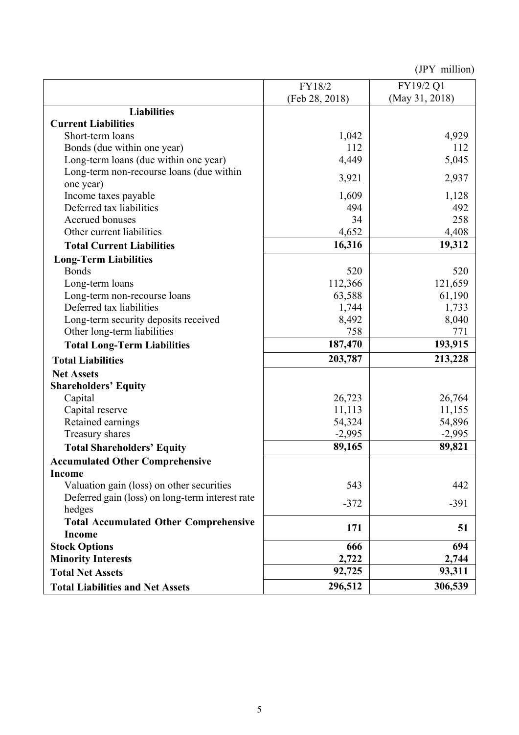(JPY million)

| | FY18/2 (Feb 28, 2018) | FY19/2 Q1 (May 31, 2018) |
|---|---|---|
| **Liabilities** | | |
| **Current Liabilities** | | |
| Short-term loans | 1,042 | 4,929 |
| Bonds (due within one year) | 112 | 112 |
| Long-term loans (due within one year) | 4,449 | 5,045 |
| Long-term non-recourse loans (due within one year) | 3,921 | 2,937 |
| Income taxes payable | 1,609 | 1,128 |
| Deferred tax liabilities | 494 | 492 |
| Accrued bonuses | 34 | 258 |
| Other current liabilities | 4,652 | 4,408 |
| **Total Current Liabilities** | **16,316** | **19,312** |
| **Long-Term Liabilities** | | |
| Bonds | 520 | 520 |
| Long-term loans | 112,366 | 121,659 |
| Long-term non-recourse loans | 63,588 | 61,190 |
| Deferred tax liabilities | 1,744 | 1,733 |
| Long-term security deposits received | 8,492 | 8,040 |
| Other long-term liabilities | 758 | 771 |
| **Total Long-Term Liabilities** | **187,470** | **193,915** |
| **Total Liabilities** | **203,787** | **213,228** |
| **Net Assets** | | |
| **Shareholders' Equity** | | |
| Capital | 26,723 | 26,764 |
| Capital reserve | 11,113 | 11,155 |
| Retained earnings | 54,324 | 54,896 |
| Treasury shares | -2,995 | -2,995 |
| **Total Shareholders' Equity** | **89,165** | **89,821** |
| **Accumulated Other Comprehensive Income** | | |
| Valuation gain (loss) on other securities | 543 | 442 |
| Deferred gain (loss) on long-term interest rate hedges | -372 | -391 |
| **Total Accumulated Other Comprehensive Income** | **171** | **51** |
| **Stock Options** | **666** | **694** |
| **Minority Interests** | **2,722** | **2,744** |
| **Total Net Assets** | **92,725** | **93,311** |
| **Total Liabilities and Net Assets** | **296,512** | **306,539** |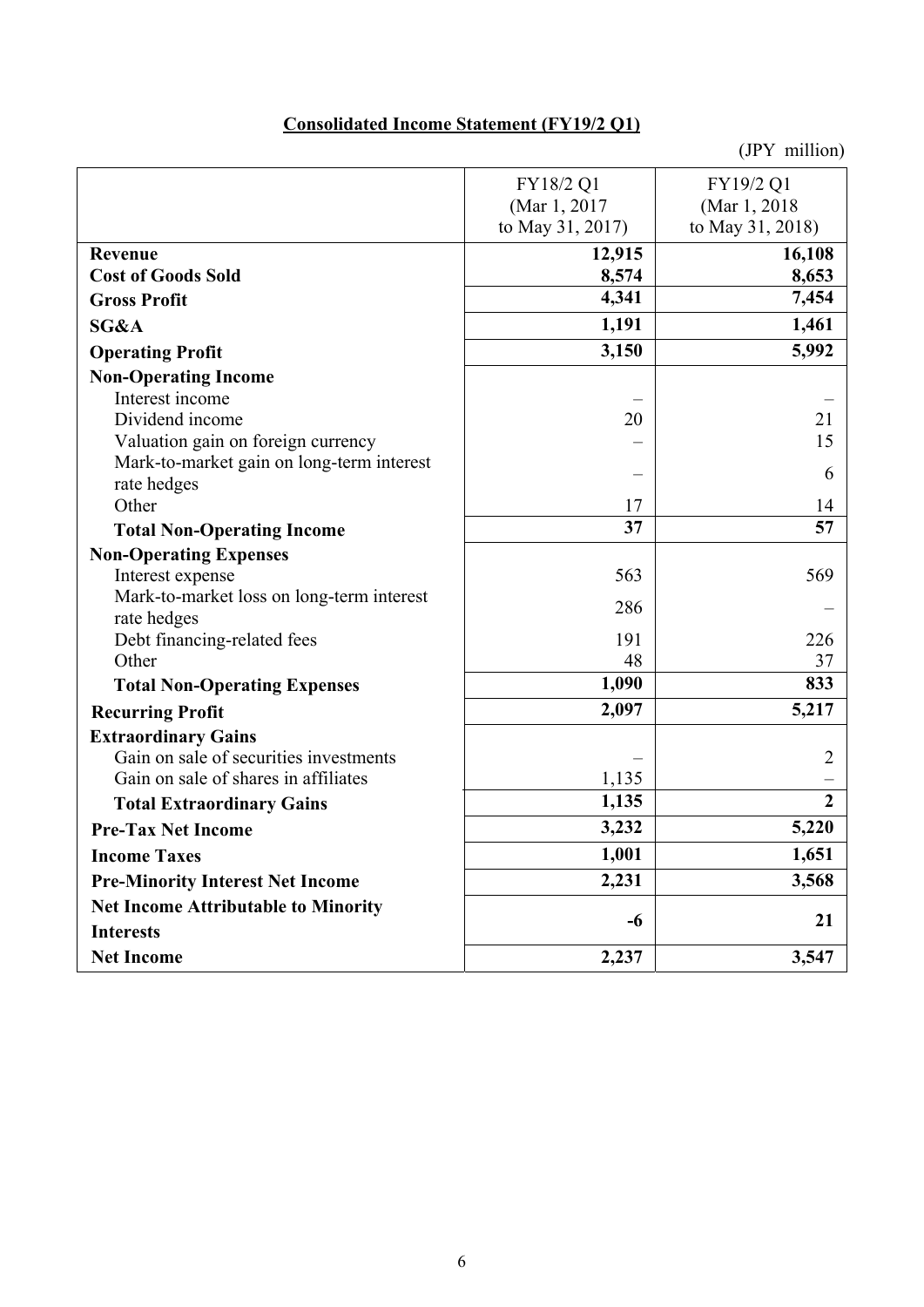**Consolidated Income Statement (FY19/2 Q1)**

(JPY million)

| | FY18/2 Q1 (Mar 1, 2017 to May 31, 2017) | FY19/2 Q1 (Mar 1, 2018 to May 31, 2018) |
|---|---|---|
| **Revenue** | **12,915** | **16,108** |
| **Cost of Goods Sold** | **8,574** | **8,653** |
| **Gross Profit** | **4,341** | **7,454** |
| **SG&A** | **1,191** | **1,461** |
| **Operating Profit** | **3,150** | **5,992** |
| **Non-Operating Income** | | |
| Interest income | – | – |
| Dividend income | 20 | 21 |
| Valuation gain on foreign currency | – | 15 |
| Mark-to-market gain on long-term interest rate hedges | – | 6 |
| Other | 17 | 14 |
| **Total Non-Operating Income** | **37** | **57** |
| **Non-Operating Expenses** | | |
| Interest expense | 563 | 569 |
| Mark-to-market loss on long-term interest rate hedges | 286 | – |
| Debt financing-related fees | 191 | 226 |
| Other | 48 | 37 |
| **Total Non-Operating Expenses** | **1,090** | **833** |
| **Recurring Profit** | **2,097** | **5,217** |
| **Extraordinary Gains** | | |
| Gain on sale of securities investments | – | 2 |
| Gain on sale of shares in affiliates | 1,135 | – |
| **Total Extraordinary Gains** | **1,135** | **2** |
| **Pre-Tax Net Income** | **3,232** | **5,220** |
| **Income Taxes** | **1,001** | **1,651** |
| **Pre-Minority Interest Net Income** | **2,231** | **3,568** |
| **Net Income Attributable to Minority Interests** | **-6** | **21** |
| **Net Income** | **2,237** | **3,547** |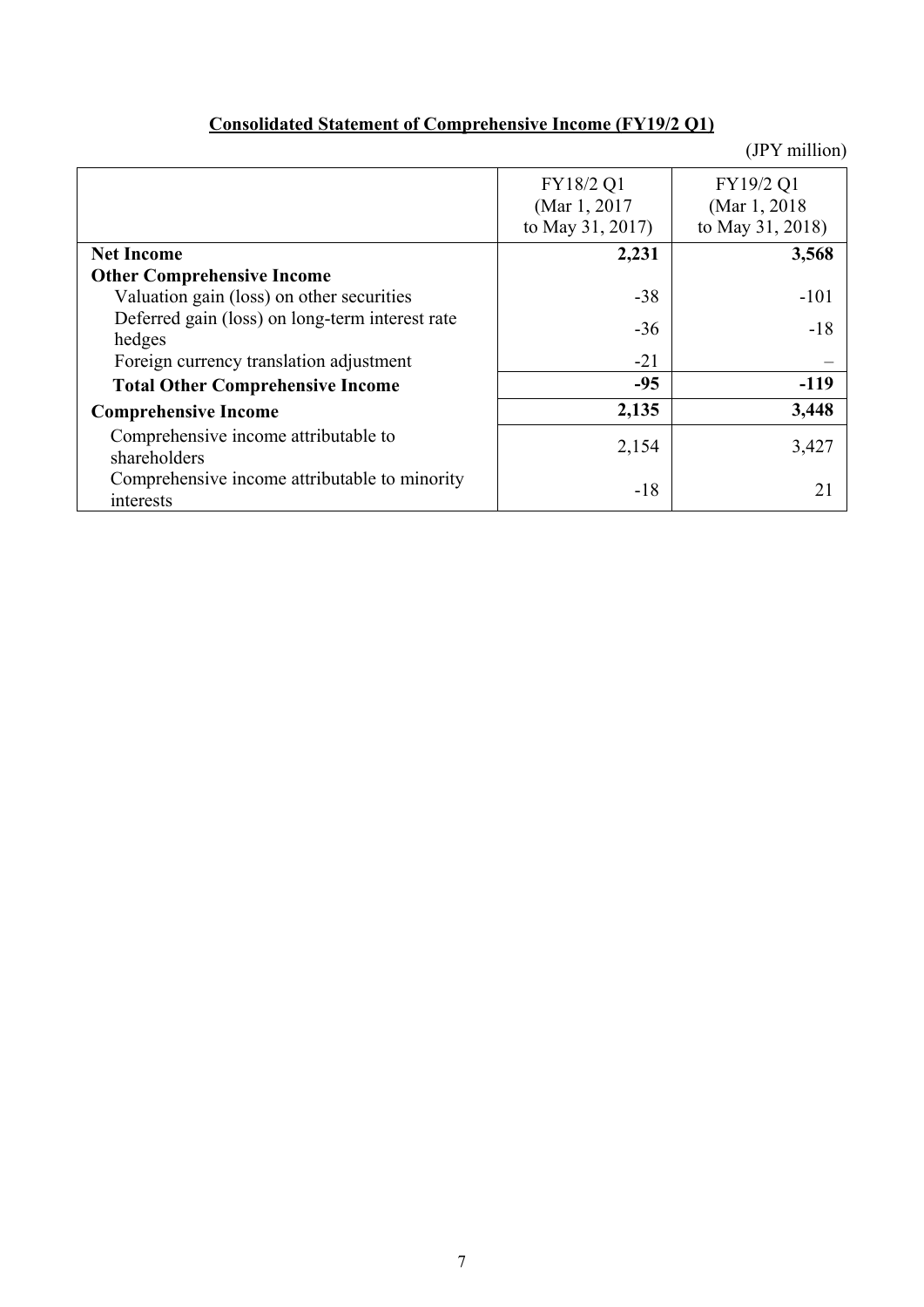## Consolidated Statement of Comprehensive Income (FY19/2 Q1)

(JPY million)

| | FY18/2 Q1 (Mar 1, 2017 to May 31, 2017) | FY19/2 Q1 (Mar 1, 2018 to May 31, 2018) |
|---|---|---|
| **Net Income** | **2,231** | **3,568** |
| **Other Comprehensive Income** | | |
| Valuation gain (loss) on other securities | -38 | -101 |
| Deferred gain (loss) on long-term interest rate hedges | -36 | -18 |
| Foreign currency translation adjustment | -21 | – |
| **Total Other Comprehensive Income** | **-95** | **-119** |
| **Comprehensive Income** | **2,135** | **3,448** |
| Comprehensive income attributable to shareholders | 2,154 | 3,427 |
| Comprehensive income attributable to minority interests | -18 | 21 |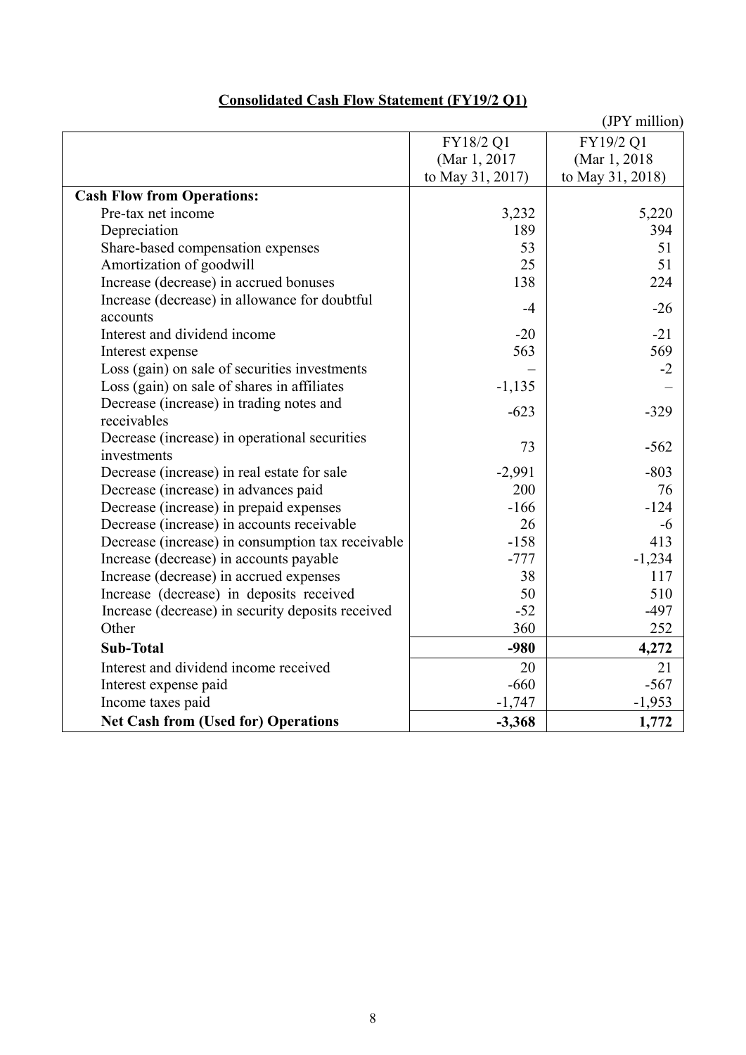**Consolidated Cash Flow Statement (FY19/2 Q1)**

(JPY million)

| | FY18/2 Q1 (Mar 1, 2017 to May 31, 2017) | FY19/2 Q1 (Mar 1, 2018 to May 31, 2018) |
|---|---|---|
| **Cash Flow from Operations:** | | |
| Pre-tax net income | 3,232 | 5,220 |
| Depreciation | 189 | 394 |
| Share-based compensation expenses | 53 | 51 |
| Amortization of goodwill | 25 | 51 |
| Increase (decrease) in accrued bonuses | 138 | 224 |
| Increase (decrease) in allowance for doubtful accounts | -4 | -26 |
| Interest and dividend income | -20 | -21 |
| Interest expense | 563 | 569 |
| Loss (gain) on sale of securities investments | – | -2 |
| Loss (gain) on sale of shares in affiliates | -1,135 | – |
| Decrease (increase) in trading notes and receivables | -623 | -329 |
| Decrease (increase) in operational securities investments | 73 | -562 |
| Decrease (increase) in real estate for sale | -2,991 | -803 |
| Decrease (increase) in advances paid | 200 | 76 |
| Decrease (increase) in prepaid expenses | -166 | -124 |
| Decrease (increase) in accounts receivable | 26 | -6 |
| Decrease (increase) in consumption tax receivable | -158 | 413 |
| Increase (decrease) in accounts payable | -777 | -1,234 |
| Increase (decrease) in accrued expenses | 38 | 117 |
| Increase (decrease) in deposits received | 50 | 510 |
| Increase (decrease) in security deposits received | -52 | -497 |
| Other | 360 | 252 |
| **Sub-Total** | **-980** | **4,272** |
| Interest and dividend income received | 20 | 21 |
| Interest expense paid | -660 | -567 |
| Income taxes paid | -1,747 | -1,953 |
| **Net Cash from (Used for) Operations** | **-3,368** | **1,772** |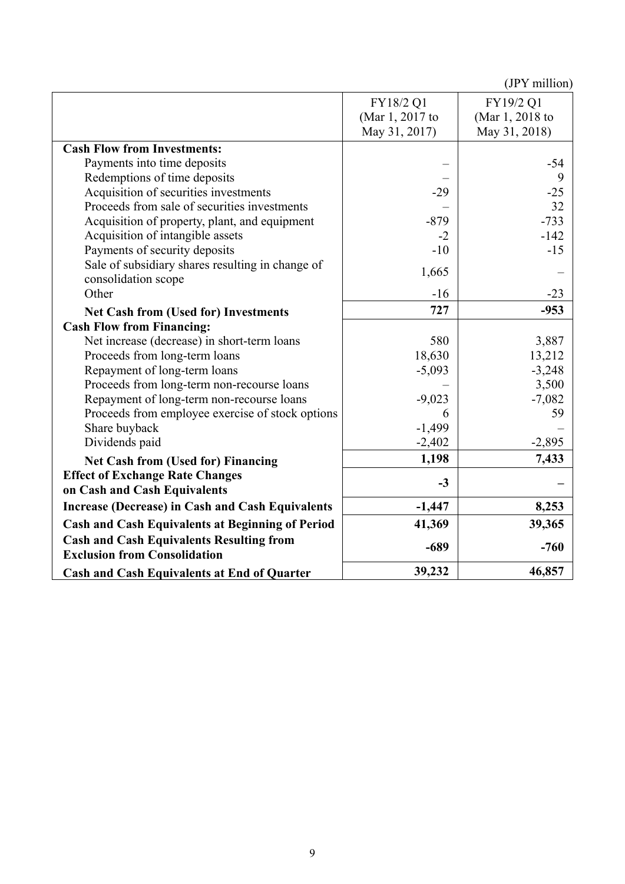(JPY million)

| | FY18/2 Q1 (Mar 1, 2017 to May 31, 2017) | FY19/2 Q1 (Mar 1, 2018 to May 31, 2018) |
|---|---|---|
| **Cash Flow from Investments:** | | |
| Payments into time deposits | – | -54 |
| Redemptions of time deposits | – | 9 |
| Acquisition of securities investments | -29 | -25 |
| Proceeds from sale of securities investments | – | 32 |
| Acquisition of property, plant, and equipment | -879 | -733 |
| Acquisition of intangible assets | -2 | -142 |
| Payments of security deposits | -10 | -15 |
| Sale of subsidiary shares resulting in change of consolidation scope | 1,665 | – |
| Other | -16 | -23 |
| **Net Cash from (Used for) Investments** | **727** | **-953** |
| **Cash Flow from Financing:** | | |
| Net increase (decrease) in short-term loans | 580 | 3,887 |
| Proceeds from long-term loans | 18,630 | 13,212 |
| Repayment of long-term loans | -5,093 | -3,248 |
| Proceeds from long-term non-recourse loans | – | 3,500 |
| Repayment of long-term non-recourse loans | -9,023 | -7,082 |
| Proceeds from employee exercise of stock options | 6 | 59 |
| Share buyback | -1,499 | – |
| Dividends paid | -2,402 | -2,895 |
| **Net Cash from (Used for) Financing** | **1,198** | **7,433** |
| **Effect of Exchange Rate Changes on Cash and Cash Equivalents** | **-3** | **–** |
| **Increase (Decrease) in Cash and Cash Equivalents** | **-1,447** | **8,253** |
| **Cash and Cash Equivalents at Beginning of Period** | **41,369** | **39,365** |
| **Cash and Cash Equivalents Resulting from Exclusion from Consolidation** | **-689** | **-760** |
| **Cash and Cash Equivalents at End of Quarter** | **39,232** | **46,857** |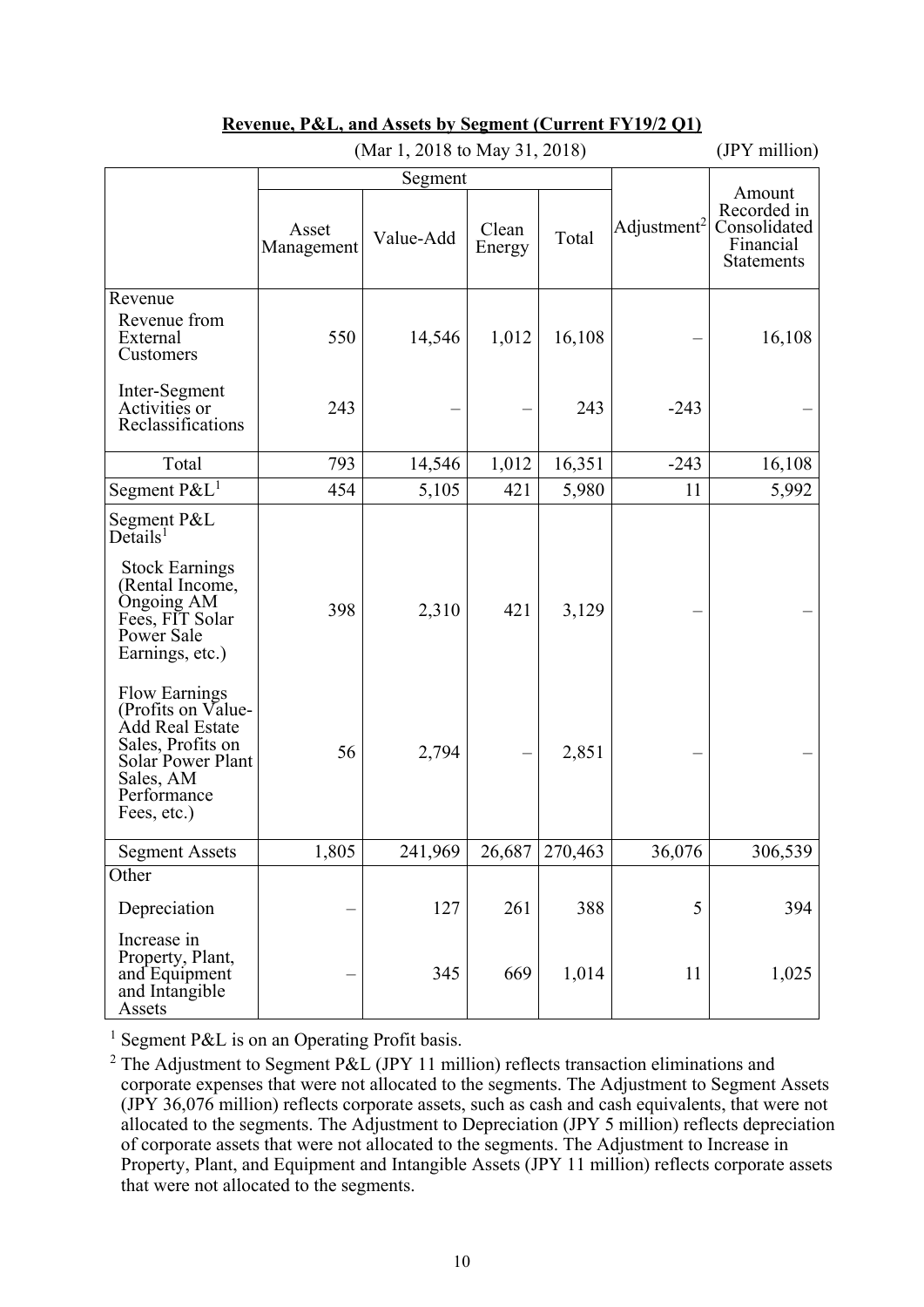**Revenue, P&L, and Assets by Segment (Current FY19/2 Q1)**

(Mar 1, 2018 to May 31, 2018) (JPY million)

| | Segment | | | | Adjustment[2] | Amount Recorded in Consolidated Financial Statements |
|---|---|---|---|---|---|---|
| | Asset Management | Value-Add | Clean Energy | Total | | |
| Revenue | | | | | | |
| Revenue from External Customers | 550 | 14,546 | 1,012 | 16,108 | – | 16,108 |
| Inter-Segment Activities or Reclassifications | 243 | – | – | 243 | -243 | – |
| Total | 793 | 14,546 | 1,012 | 16,351 | -243 | 16,108 |
| Segment P&L[1] | 454 | 5,105 | 421 | 5,980 | 11 | 5,992 |
| Segment P&L Details[1] | | | | | | |
| Stock Earnings (Rental Income, Ongoing AM Fees, FIT Solar Power Sale Earnings, etc.) | 398 | 2,310 | 421 | 3,129 | – | – |
| Flow Earnings (Profits on Value-Add Real Estate Sales, Profits on Solar Power Plant Sales, AM Performance Fees, etc.) | 56 | 2,794 | – | 2,851 | – | – |
| Segment Assets | 1,805 | 241,969 | 26,687 | 270,463 | 36,076 | 306,539 |
| Other | | | | | | |
| Depreciation | – | 127 | 261 | 388 | 5 | 394 |
| Increase in Property, Plant, and Equipment and Intangible Assets | – | 345 | 669 | 1,014 | 11 | 1,025 |

[1] Segment P&L is on an Operating Profit basis.

[2] The Adjustment to Segment P&L (JPY 11 million) reflects transaction eliminations and corporate expenses that were not allocated to the segments. The Adjustment to Segment Assets (JPY 36,076 million) reflects corporate assets, such as cash and cash equivalents, that were not allocated to the segments. The Adjustment to Depreciation (JPY 5 million) reflects depreciation of corporate assets that were not allocated to the segments. The Adjustment to Increase in Property, Plant, and Equipment and Intangible Assets (JPY 11 million) reflects corporate assets that were not allocated to the segments.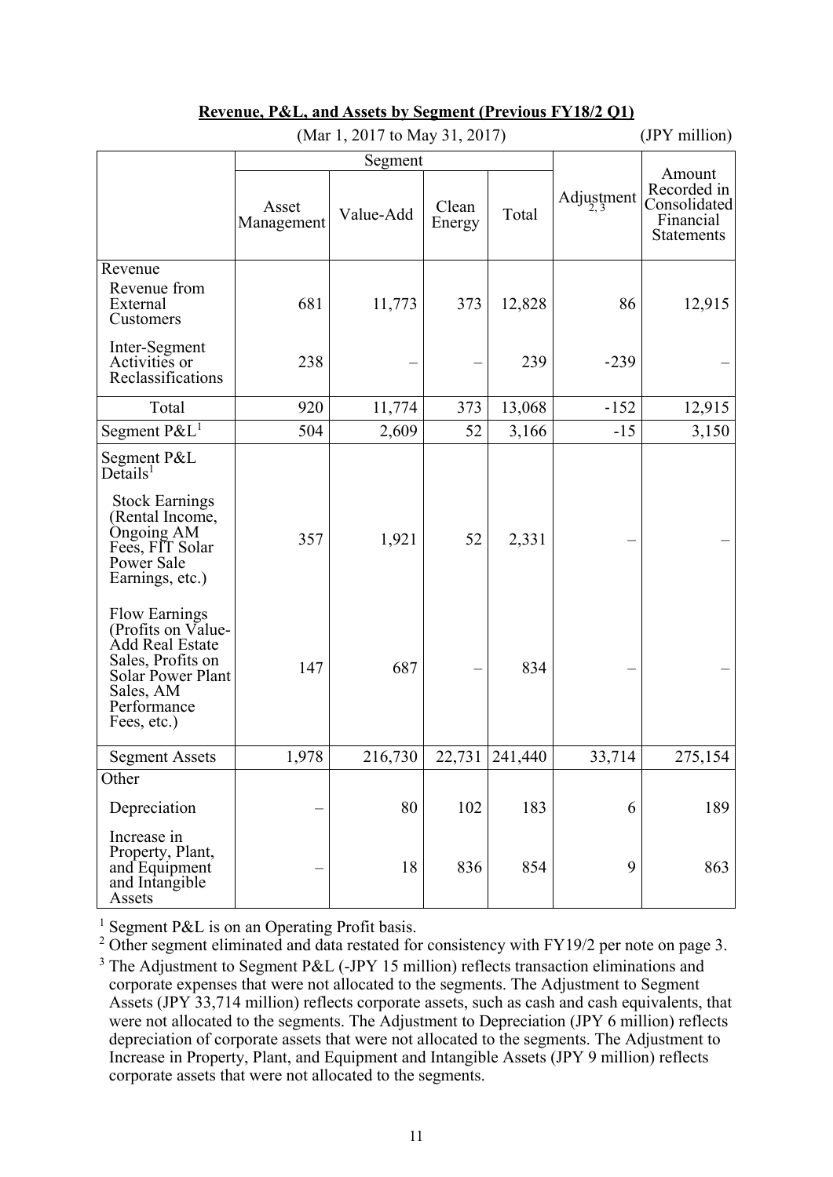## Revenue, P&L, and Assets by Segment (Previous FY18/2 Q1)

(Mar 1, 2017 to May 31, 2017) (JPY million)

| | Segment | | | | Adjustment [2, 3] | Amount Recorded in Consolidated Financial Statements |
|---|---|---|---|---|---|---|
| | Asset Management | Value-Add | Clean Energy | Total | | |
| Revenue | | | | | | |
| Revenue from External Customers | 681 | 11,773 | 373 | 12,828 | 86 | 12,915 |
| Inter-Segment Activities or Reclassifications | 238 | – | – | 239 | -239 | – |
| Total | 920 | 11,774 | 373 | 13,068 | -152 | 12,915 |
| Segment P&L[1] | 504 | 2,609 | 52 | 3,166 | -15 | 3,150 |
| Segment P&L Details[1] | | | | | | |
| Stock Earnings (Rental Income, Ongoing AM Fees, FIT Solar Power Sale Earnings, etc.) | 357 | 1,921 | 52 | 2,331 | – | – |
| Flow Earnings (Profits on Value-Add Real Estate Sales, Profits on Solar Power Plant Sales, AM Performance Fees, etc.) | 147 | 687 | – | 834 | – | – |
| Segment Assets | 1,978 | 216,730 | 22,731 | 241,440 | 33,714 | 275,154 |
| Other | | | | | | |
| Depreciation | – | 80 | 102 | 183 | 6 | 189 |
| Increase in Property, Plant, and Equipment and Intangible Assets | – | 18 | 836 | 854 | 9 | 863 |

[1] Segment P&L is on an Operating Profit basis.

[2] Other segment eliminated and data restated for consistency with FY19/2 per note on page 3.

[3] The Adjustment to Segment P&L (-JPY 15 million) reflects transaction eliminations and corporate expenses that were not allocated to the segments. The Adjustment to Segment Assets (JPY 33,714 million) reflects corporate assets, such as cash and cash equivalents, that were not allocated to the segments. The Adjustment to Depreciation (JPY 6 million) reflects depreciation of corporate assets that were not allocated to the segments. The Adjustment to Increase in Property, Plant, and Equipment and Intangible Assets (JPY 9 million) reflects corporate assets that were not allocated to the segments.